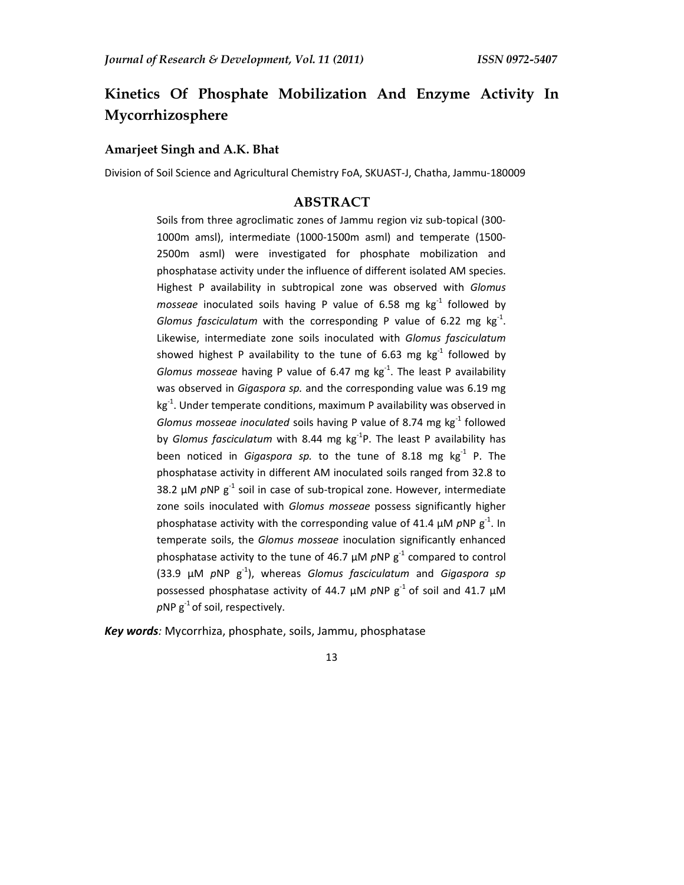# Kinetics Of Phosphate Mobilization And Enzyme Activity In Mycorrhizosphere

**Amarjeet Singh and A.K. Bhat**

Division of Soil Science and Agricultural Chemistry FoA, SKUAST-J, Chatha, Jammu-180009

## ABSTRACT

Soils from three agroclimatic zones of Jammu region viz sub-topical (300-1000m amsl), intermediate (1000-1500m asml) and temperate (1500-2500m asml) were investigated for phosphate mobilization and phosphatase activity under the influence of different isolated AM species. Highest P availability in subtropical zone was observed with *Glomus mosseae* inoculated soils having P value of 6.58 mg $kg^{-1}$ followed by *Glomus fasciculatum* with the corresponding P value of 6.22 mg $kg^{-1}$. Likewise, intermediate zone soils inoculated with *Glomus fasciculatum* showed highest P availability to the tune of 6.63 mg $kg^{-1}$ followed by *Glomus mosseae* having P value of 6.47 mg $kg^{-1}$. The least P availability was observed in *Gigaspora sp.* and the corresponding value was 6.19 mg $kg^{-1}$. Under temperate conditions, maximum P availability was observed in *Glomus mosseae inoculated* soils having P value of 8.74 mg $kg^{-1}$ followed by *Glomus fasciculatum* with 8.44 mg $kg^{-1}$P. The least P availability has been noticed in *Gigaspora sp.* to the tune of 8.18 mg $kg^{-1}$ P. The phosphatase activity in different AM inoculated soils ranged from 32.8 to 38.2 µM *p*NP $g^{-1}$ soil in case of sub-tropical zone. However, intermediate zone soils inoculated with *Glomus mosseae* possess significantly higher phosphatase activity with the corresponding value of 41.4 µM *p*NP $g^{-1}$. In temperate soils, the *Glomus mosseae* inoculation significantly enhanced phosphatase activity to the tune of 46.7 µM *p*NP $g^{-1}$ compared to control (33.9 µM *p*NP $g^{-1}$), whereas *Glomus fasciculatum* and *Gigaspora sp* possessed phosphatase activity of 44.7 µM *p*NP $g^{-1}$ of soil and 41.7 µM *p*NP $g^{-1}$ of soil, respectively.

***Key words**:* Mycorrhiza, phosphate, soils, Jammu, phosphatase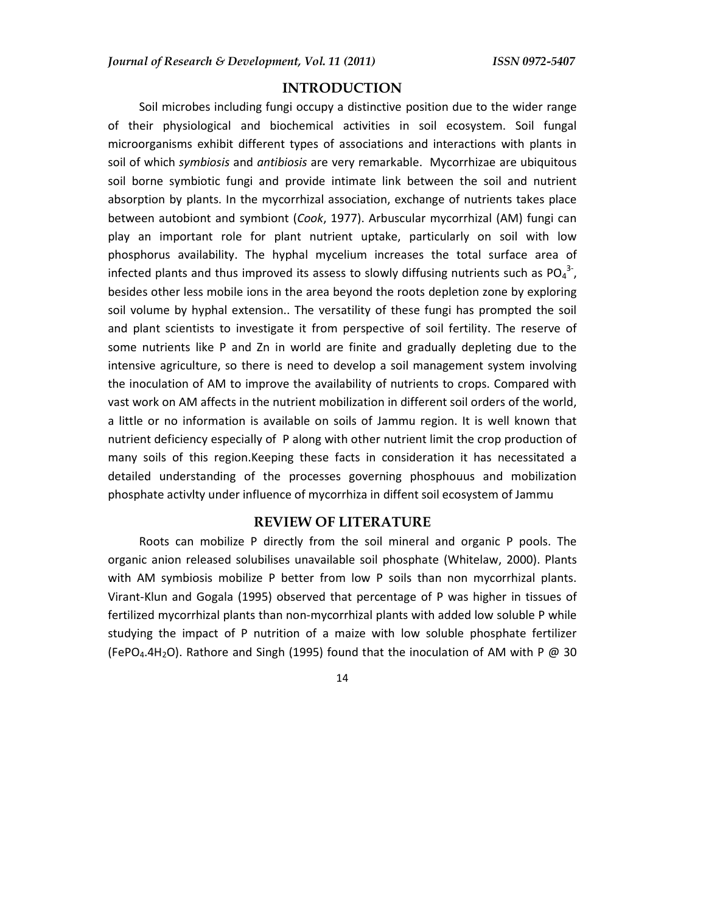## INTRODUCTION

Soil microbes including fungi occupy a distinctive position due to the wider range of their physiological and biochemical activities in soil ecosystem. Soil fungal microorganisms exhibit different types of associations and interactions with plants in soil of which *symbiosis* and *antibiosis* are very remarkable. Mycorrhizae are ubiquitous soil borne symbiotic fungi and provide intimate link between the soil and nutrient absorption by plants. In the mycorrhizal association, exchange of nutrients takes place between autobiont and symbiont (*Cook*, 1977). Arbuscular mycorrhizal (AM) fungi can play an important role for plant nutrient uptake, particularly on soil with low phosphorus availability. The hyphal mycelium increases the total surface area of infected plants and thus improved its assess to slowly diffusing nutrients such as $PO_4^{3-}$, besides other less mobile ions in the area beyond the roots depletion zone by exploring soil volume by hyphal extension.. The versatility of these fungi has prompted the soil and plant scientists to investigate it from perspective of soil fertility. The reserve of some nutrients like P and Zn in world are finite and gradually depleting due to the intensive agriculture, so there is need to develop a soil management system involving the inoculation of AM to improve the availability of nutrients to crops. Compared with vast work on AM affects in the nutrient mobilization in different soil orders of the world, a little or no information is available on soils of Jammu region. It is well known that nutrient deficiency especially of P along with other nutrient limit the crop production of many soils of this region.Keeping these facts in consideration it has necessitated a detailed understanding of the processes governing phosphouus and mobilization phosphate activlty under influence of mycorrhiza in diffent soil ecosystem of Jammu

## REVIEW OF LITERATURE

Roots can mobilize P directly from the soil mineral and organic P pools. The organic anion released solubilises unavailable soil phosphate (Whitelaw, 2000). Plants with AM symbiosis mobilize P better from low P soils than non mycorrhizal plants. Virant-Klun and Gogala (1995) observed that percentage of P was higher in tissues of fertilized mycorrhizal plants than non-mycorrhizal plants with added low soluble P while studying the impact of P nutrition of a maize with low soluble phosphate fertilizer ($FePO_4.4H_2O$). Rathore and Singh (1995) found that the inoculation of AM with P @ 30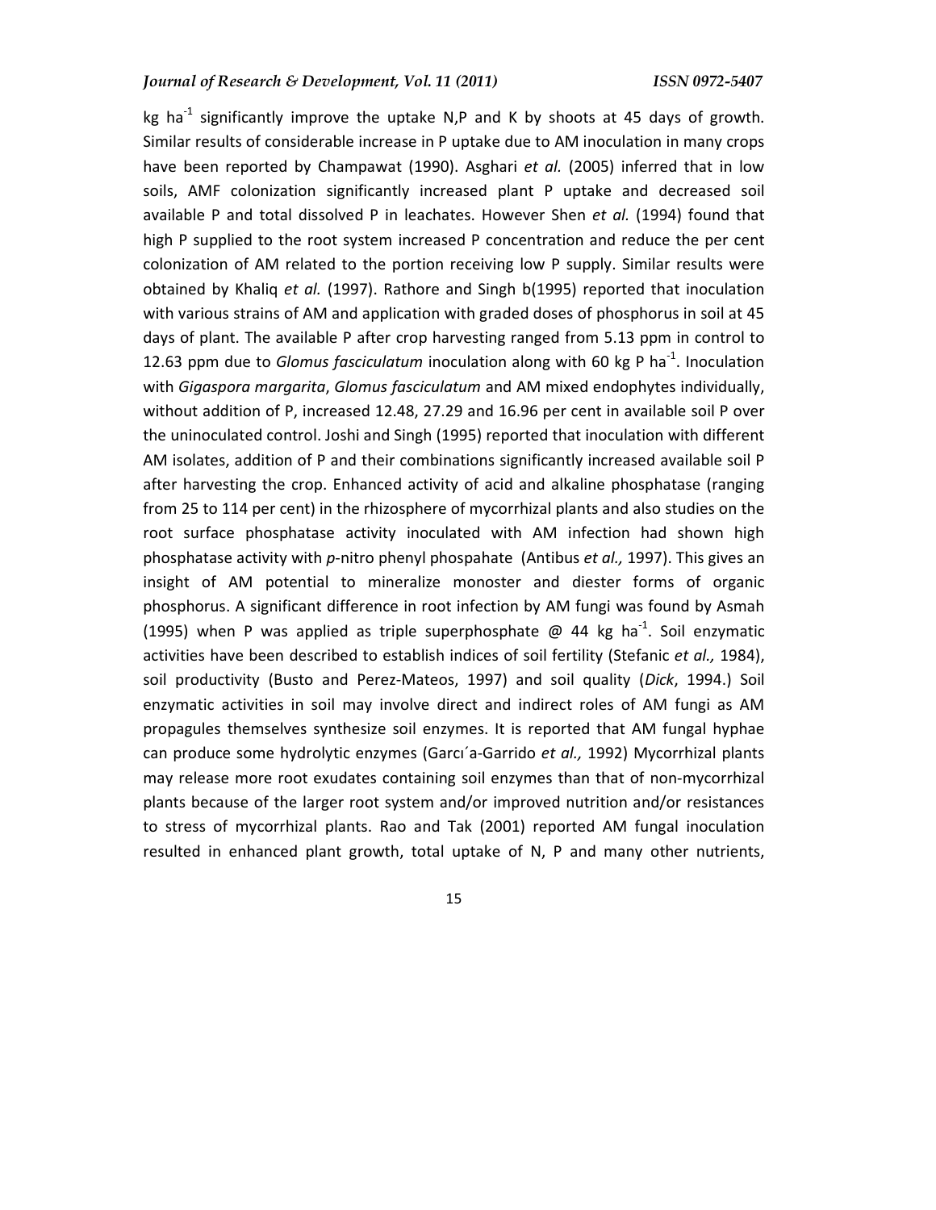kg ha$^{-1}$ significantly improve the uptake N,P and K by shoots at 45 days of growth. Similar results of considerable increase in P uptake due to AM inoculation in many crops have been reported by Champawat (1990). Asghari *et al.* (2005) inferred that in low soils, AMF colonization significantly increased plant P uptake and decreased soil available P and total dissolved P in leachates. However Shen *et al.* (1994) found that high P supplied to the root system increased P concentration and reduce the per cent colonization of AM related to the portion receiving low P supply. Similar results were obtained by Khaliq *et al.* (1997). Rathore and Singh b(1995) reported that inoculation with various strains of AM and application with graded doses of phosphorus in soil at 45 days of plant. The available P after crop harvesting ranged from 5.13 ppm in control to 12.63 ppm due to *Glomus fasciculatum* inoculation along with 60 kg P ha$^{-1}$. Inoculation with *Gigaspora margarita*, *Glomus fasciculatum* and AM mixed endophytes individually, without addition of P, increased 12.48, 27.29 and 16.96 per cent in available soil P over the uninoculated control. Joshi and Singh (1995) reported that inoculation with different AM isolates, addition of P and their combinations significantly increased available soil P after harvesting the crop. Enhanced activity of acid and alkaline phosphatase (ranging from 25 to 114 per cent) in the rhizosphere of mycorrhizal plants and also studies on the root surface phosphatase activity inoculated with AM infection had shown high phosphatase activity with *p*-nitro phenyl phospahate (Antibus *et al.,* 1997). This gives an insight of AM potential to mineralize monoster and diester forms of organic phosphorus. A significant difference in root infection by AM fungi was found by Asmah (1995) when P was applied as triple superphosphate @ 44 kg ha$^{-1}$. Soil enzymatic activities have been described to establish indices of soil fertility (Stefanic *et al.,* 1984), soil productivity (Busto and Perez-Mateos, 1997) and soil quality (*Dick*, 1994.) Soil enzymatic activities in soil may involve direct and indirect roles of AM fungi as AM propagules themselves synthesize soil enzymes. It is reported that AM fungal hyphae can produce some hydrolytic enzymes (Garcı´a-Garrido *et al.,* 1992) Mycorrhizal plants may release more root exudates containing soil enzymes than that of non-mycorrhizal plants because of the larger root system and/or improved nutrition and/or resistances to stress of mycorrhizal plants. Rao and Tak (2001) reported AM fungal inoculation resulted in enhanced plant growth, total uptake of N, P and many other nutrients,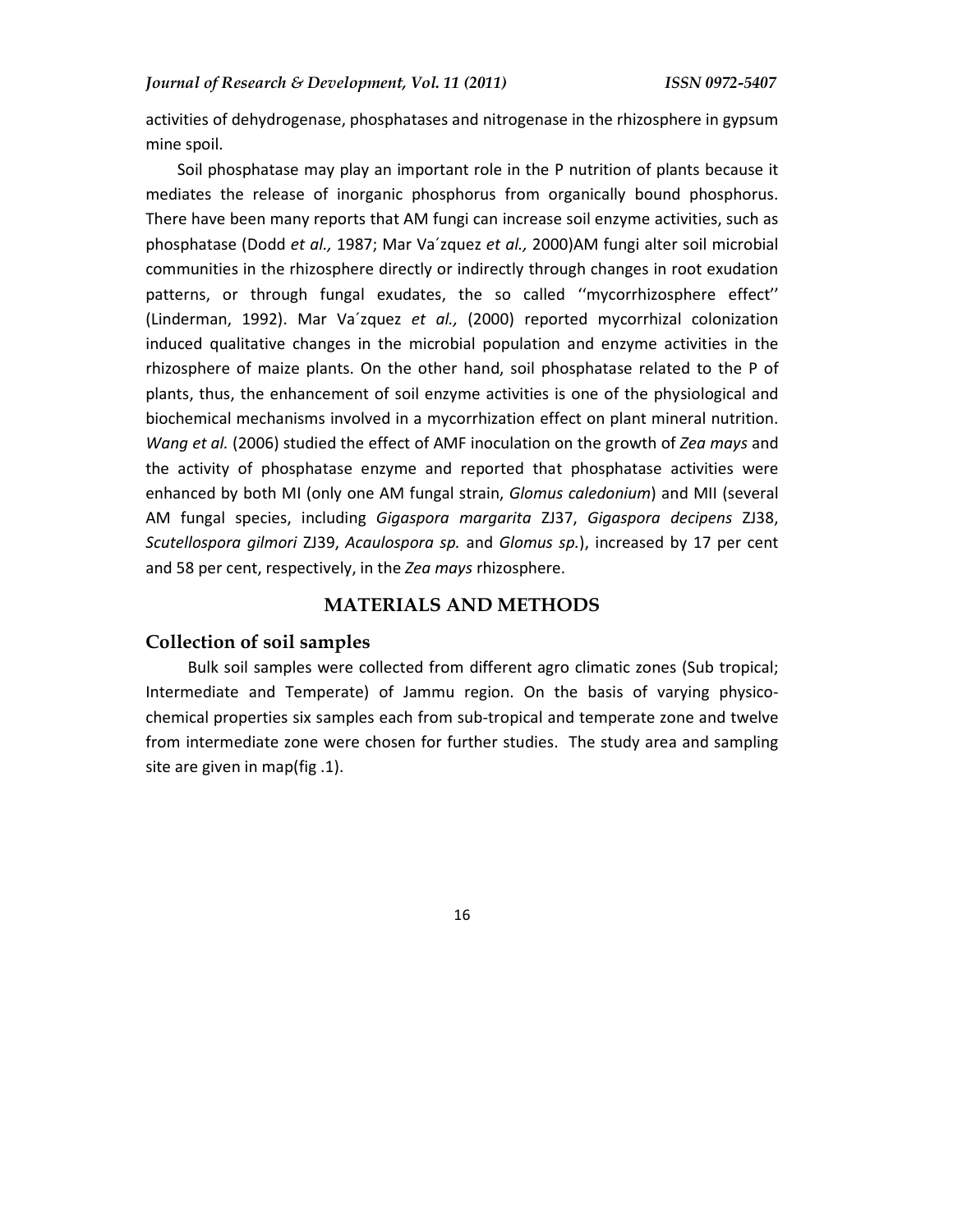activities of dehydrogenase, phosphatases and nitrogenase in the rhizosphere in gypsum mine spoil.

Soil phosphatase may play an important role in the P nutrition of plants because it mediates the release of inorganic phosphorus from organically bound phosphorus. There have been many reports that AM fungi can increase soil enzyme activities, such as phosphatase (Dodd *et al.,* 1987; Mar Va´zquez *et al.,* 2000)AM fungi alter soil microbial communities in the rhizosphere directly or indirectly through changes in root exudation patterns, or through fungal exudates, the so called ''mycorrhizosphere effect'' (Linderman, 1992). Mar Va´zquez *et al.,* (2000) reported mycorrhizal colonization induced qualitative changes in the microbial population and enzyme activities in the rhizosphere of maize plants. On the other hand, soil phosphatase related to the P of plants, thus, the enhancement of soil enzyme activities is one of the physiological and biochemical mechanisms involved in a mycorrhization effect on plant mineral nutrition. *Wang et al.* (2006) studied the effect of AMF inoculation on the growth of *Zea mays* and the activity of phosphatase enzyme and reported that phosphatase activities were enhanced by both MI (only one AM fungal strain, *Glomus caledonium*) and MII (several AM fungal species, including *Gigaspora margarita* ZJ37, *Gigaspora decipens* ZJ38, *Scutellospora gilmori* ZJ39, *Acaulospora sp.* and *Glomus sp.*), increased by 17 per cent and 58 per cent, respectively, in the *Zea mays* rhizosphere.

## MATERIALS AND METHODS

### Collection of soil samples

Bulk soil samples were collected from different agro climatic zones (Sub tropical; Intermediate and Temperate) of Jammu region. On the basis of varying physico-chemical properties six samples each from sub-tropical and temperate zone and twelve from intermediate zone were chosen for further studies. The study area and sampling site are given in map(fig .1).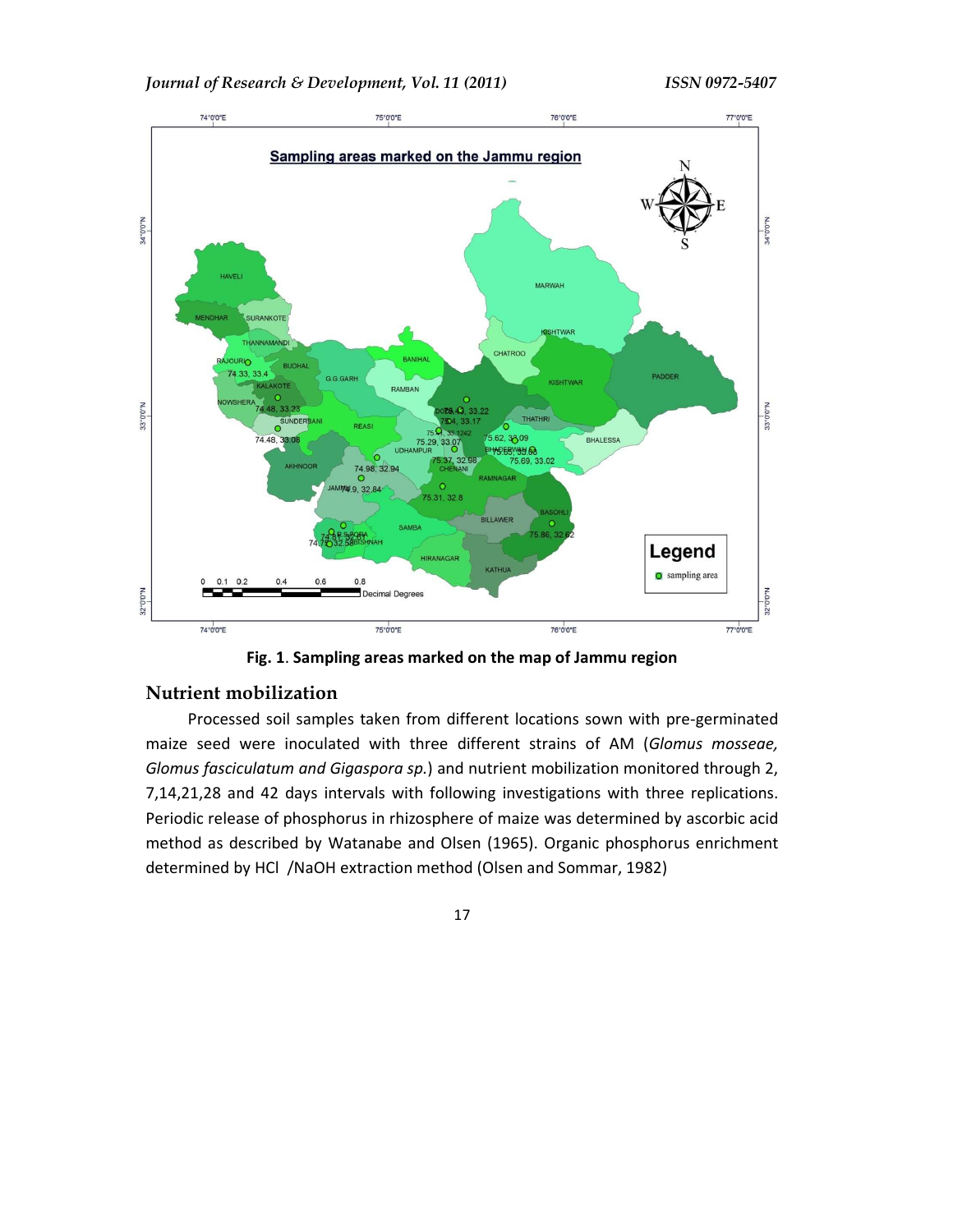**Fig. 1**. **Sampling areas marked on the map of Jammu region**

## Nutrient mobilization

Processed soil samples taken from different locations sown with pre-germinated maize seed were inoculated with three different strains of AM (*Glomus mosseae, Glomus fasciculatum and Gigaspora sp.*) and nutrient mobilization monitored through 2, 7,14,21,28 and 42 days intervals with following investigations with three replications. Periodic release of phosphorus in rhizosphere of maize was determined by ascorbic acid method as described by Watanabe and Olsen (1965). Organic phosphorus enrichment determined by HCl /NaOH extraction method (Olsen and Sommar, 1982)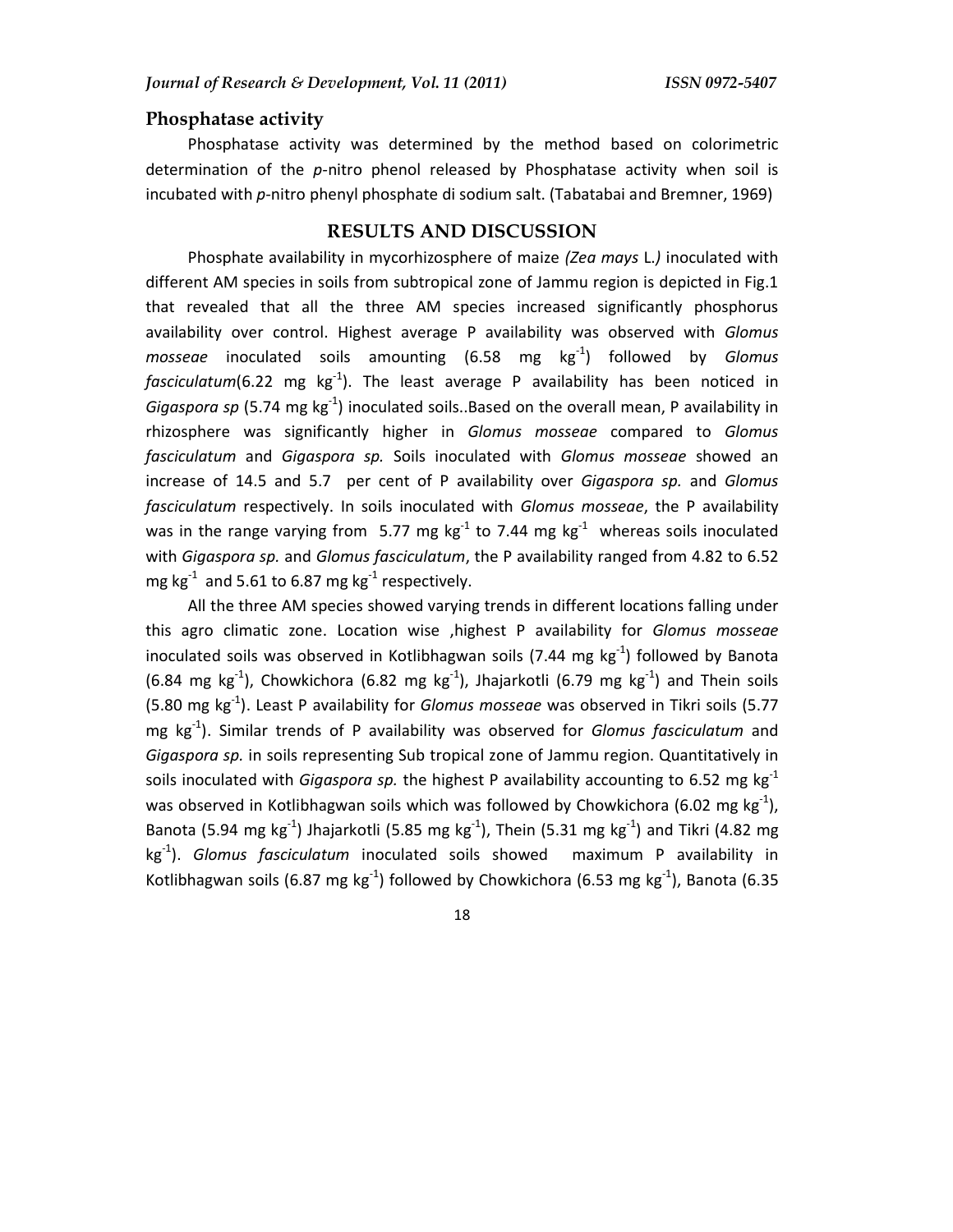### Phosphatase activity

Phosphatase activity was determined by the method based on colorimetric determination of the *p*-nitro phenol released by Phosphatase activity when soil is incubated with *p*-nitro phenyl phosphate di sodium salt. (Tabatabai and Bremner, 1969)

## RESULTS AND DISCUSSION

Phosphate availability in mycorhizosphere of maize *(Zea mays* L.*)* inoculated with different AM species in soils from subtropical zone of Jammu region is depicted in Fig.1 that revealed that all the three AM species increased significantly phosphorus availability over control. Highest average P availability was observed with *Glomus mosseae* inoculated soils amounting (6.58 mg $kg^{-1}$) followed by *Glomus fasciculatum*(6.22 mg $kg^{-1}$). The least average P availability has been noticed in *Gigaspora sp* (5.74 mg $kg^{-1}$) inoculated soils..Based on the overall mean, P availability in rhizosphere was significantly higher in *Glomus mosseae* compared to *Glomus fasciculatum* and *Gigaspora sp.* Soils inoculated with *Glomus mosseae* showed an increase of 14.5 and 5.7 per cent of P availability over *Gigaspora sp.* and *Glomus fasciculatum* respectively. In soils inoculated with *Glomus mosseae*, the P availability was in the range varying from 5.77 mg $kg^{-1}$ to 7.44 mg $kg^{-1}$ whereas soils inoculated with *Gigaspora sp.* and *Glomus fasciculatum*, the P availability ranged from 4.82 to 6.52 mg $kg^{-1}$ and 5.61 to 6.87 mg $kg^{-1}$ respectively.

All the three AM species showed varying trends in different locations falling under this agro climatic zone. Location wise ,highest P availability for *Glomus mosseae* inoculated soils was observed in Kotlibhagwan soils (7.44 mg $kg^{-1}$) followed by Banota (6.84 mg $kg^{-1}$), Chowkichora (6.82 mg $kg^{-1}$), Jhajarkotli (6.79 mg $kg^{-1}$) and Thein soils (5.80 mg $kg^{-1}$). Least P availability for *Glomus mosseae* was observed in Tikri soils (5.77 mg $kg^{-1}$). Similar trends of P availability was observed for *Glomus fasciculatum* and *Gigaspora sp.* in soils representing Sub tropical zone of Jammu region. Quantitatively in soils inoculated with *Gigaspora sp.* the highest P availability accounting to 6.52 mg $kg^{-1}$ was observed in Kotlibhagwan soils which was followed by Chowkichora (6.02 mg $kg^{-1}$), Banota (5.94 mg $kg^{-1}$) Jhajarkotli (5.85 mg $kg^{-1}$), Thein (5.31 mg $kg^{-1}$) and Tikri (4.82 mg $kg^{-1}$). *Glomus fasciculatum* inoculated soils showed maximum P availability in Kotlibhagwan soils (6.87 mg $kg^{-1}$) followed by Chowkichora (6.53 mg $kg^{-1}$), Banota (6.35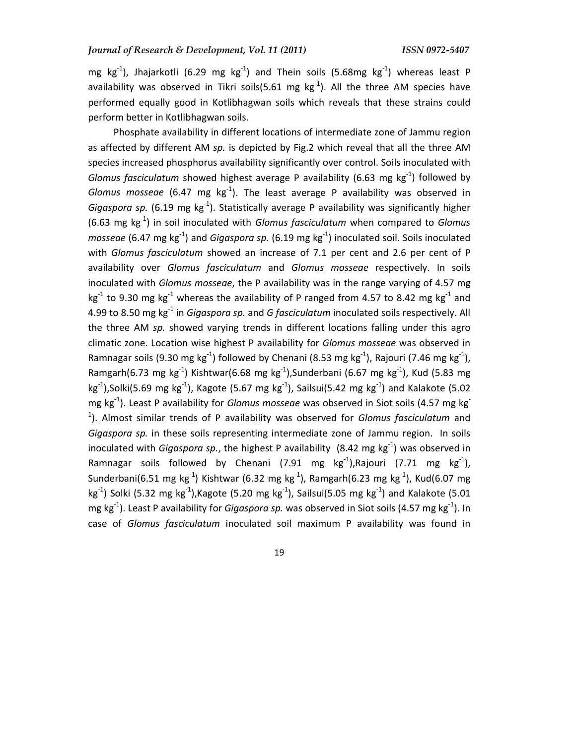mg $kg^{-1}$), Jhajarkotli (6.29 mg $kg^{-1}$) and Thein soils (5.68mg $kg^{-1}$) whereas least P availability was observed in Tikri soils(5.61 mg $kg^{-1}$). All the three AM species have performed equally good in Kotlibhagwan soils which reveals that these strains could perform better in Kotlibhagwan soils.

Phosphate availability in different locations of intermediate zone of Jammu region as affected by different AM *sp.* is depicted by Fig.2 which reveal that all the three AM species increased phosphorus availability significantly over control. Soils inoculated with *Glomus fasciculatum* showed highest average P availability (6.63 mg $kg^{-1}$) followed by *Glomus mosseae* (6.47 mg $kg^{-1}$). The least average P availability was observed in *Gigaspora sp.* (6.19 mg $kg^{-1}$). Statistically average P availability was significantly higher (6.63 mg $kg^{-1}$) in soil inoculated with *Glomus fasciculatum* when compared to *Glomus mosseae* (6.47 mg $kg^{-1}$) and *Gigaspora sp.* (6.19 mg $kg^{-1}$) inoculated soil. Soils inoculated with *Glomus fasciculatum* showed an increase of 7.1 per cent and 2.6 per cent of P availability over *Glomus fasciculatum* and *Glomus mosseae* respectively. In soils inoculated with *Glomus mosseae*, the P availability was in the range varying of 4.57 mg $kg^{-1}$ to 9.30 mg $kg^{-1}$ whereas the availability of P ranged from 4.57 to 8.42 mg $kg^{-1}$ and 4.99 to 8.50 mg $kg^{-1}$ in *Gigaspora sp.* and *G fasciculatum* inoculated soils respectively. All the three AM *sp.* showed varying trends in different locations falling under this agro climatic zone. Location wise highest P availability for *Glomus mosseae* was observed in Ramnagar soils (9.30 mg $kg^{-1}$) followed by Chenani (8.53 mg $kg^{-1}$), Rajouri (7.46 mg $kg^{-1}$), Ramgarh(6.73 mg $kg^{-1}$) Kishtwar(6.68 mg $kg^{-1}$),Sunderbani (6.67 mg $kg^{-1}$), Kud (5.83 mg $kg^{-1}$),Solki(5.69 mg $kg^{-1}$), Kagote (5.67 mg $kg^{-1}$), Sailsui(5.42 mg $kg^{-1}$) and Kalakote (5.02 mg $kg^{-1}$). Least P availability for *Glomus mosseae* was observed in Siot soils (4.57 mg $kg^{-1}$). Almost similar trends of P availability was observed for *Glomus fasciculatum* and *Gigaspora sp.* in these soils representing intermediate zone of Jammu region. In soils inoculated with *Gigaspora sp.*, the highest P availability (8.42 mg $kg^{-1}$) was observed in Ramnagar soils followed by Chenani (7.91 mg $kg^{-1}$),Rajouri (7.71 mg $kg^{-1}$), Sunderbani(6.51 mg $kg^{-1}$) Kishtwar (6.32 mg $kg^{-1}$), Ramgarh(6.23 mg $kg^{-1}$), Kud(6.07 mg $kg^{-1}$) Solki (5.32 mg $kg^{-1}$),Kagote (5.20 mg $kg^{-1}$), Sailsui(5.05 mg $kg^{-1}$) and Kalakote (5.01 mg $kg^{-1}$). Least P availability for *Gigaspora sp.* was observed in Siot soils (4.57 mg $kg^{-1}$). In case of *Glomus fasciculatum* inoculated soil maximum P availability was found in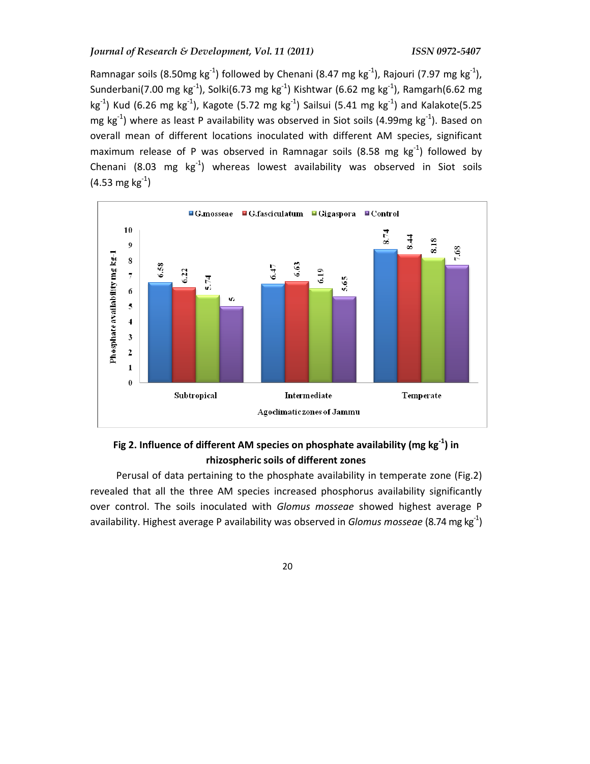Ramnagar soils (8.50mg $kg^{-1}$) followed by Chenani (8.47 mg $kg^{-1}$), Rajouri (7.97 mg $kg^{-1}$), Sunderbani(7.00 mg $kg^{-1}$), Solki(6.73 mg $kg^{-1}$) Kishtwar (6.62 mg $kg^{-1}$), Ramgarh(6.62 mg $kg^{-1}$) Kud (6.26 mg $kg^{-1}$), Kagote (5.72 mg $kg^{-1}$) Sailsui (5.41 mg $kg^{-1}$) and Kalakote(5.25 mg $kg^{-1}$) where as least P availability was observed in Siot soils (4.99mg $kg^{-1}$). Based on overall mean of different locations inoculated with different AM species, significant maximum release of P was observed in Ramnagar soils (8.58 mg $kg^{-1}$) followed by Chenani (8.03 mg $kg^{-1}$) whereas lowest availability was observed in Siot soils (4.53 mg $kg^{-1}$)

**Fig 2. Influence of different AM species on phosphate availability (mg $kg^{-1}$) in rhizospheric soils of different zones**

Perusal of data pertaining to the phosphate availability in temperate zone (Fig.2) revealed that all the three AM species increased phosphorus availability significantly over control. The soils inoculated with *Glomus mosseae* showed highest average P availability. Highest average P availability was observed in *Glomus mosseae* (8.74 mg $kg^{-1}$)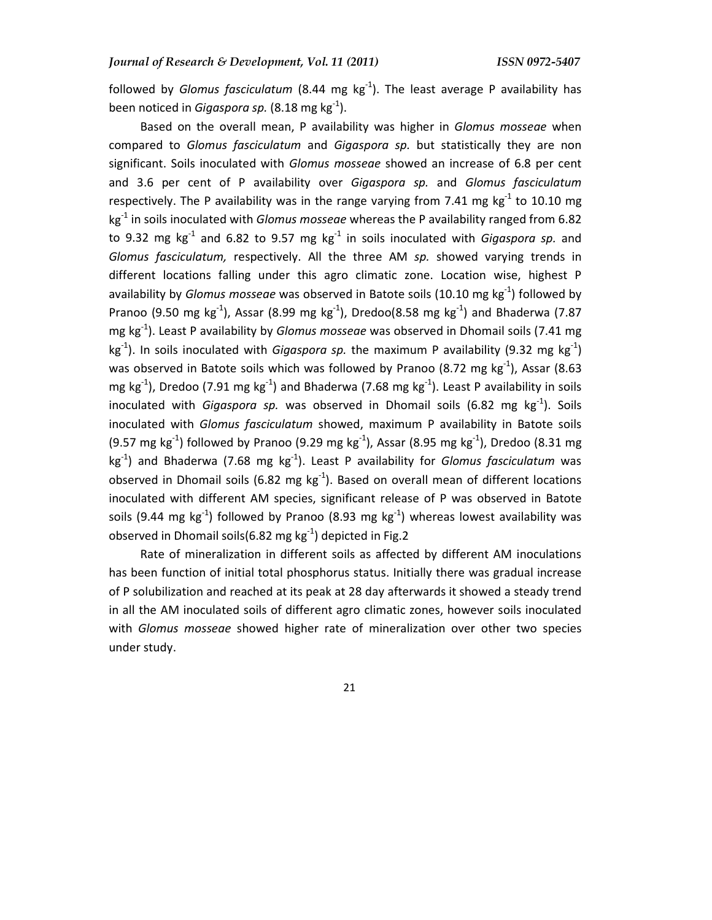followed by *Glomus fasciculatum* (8.44 mg $kg^{-1}$). The least average P availability has been noticed in *Gigaspora sp.* (8.18 mg $kg^{-1}$).

Based on the overall mean, P availability was higher in *Glomus mosseae* when compared to *Glomus fasciculatum* and *Gigaspora sp.* but statistically they are non significant. Soils inoculated with *Glomus mosseae* showed an increase of 6.8 per cent and 3.6 per cent of P availability over *Gigaspora sp.* and *Glomus fasciculatum* respectively. The P availability was in the range varying from 7.41 mg $kg^{-1}$ to 10.10 mg $kg^{-1}$ in soils inoculated with *Glomus mosseae* whereas the P availability ranged from 6.82 to 9.32 mg $kg^{-1}$ and 6.82 to 9.57 mg $kg^{-1}$ in soils inoculated with *Gigaspora sp.* and *Glomus fasciculatum,* respectively. All the three AM *sp.* showed varying trends in different locations falling under this agro climatic zone. Location wise, highest P availability by *Glomus mosseae* was observed in Batote soils (10.10 mg $kg^{-1}$) followed by Pranoo (9.50 mg $kg^{-1}$), Assar (8.99 mg $kg^{-1}$), Dredoo(8.58 mg $kg^{-1}$) and Bhaderwa (7.87 mg $kg^{-1}$). Least P availability by *Glomus mosseae* was observed in Dhomail soils (7.41 mg $kg^{-1}$). In soils inoculated with *Gigaspora sp.* the maximum P availability (9.32 mg $kg^{-1}$) was observed in Batote soils which was followed by Pranoo (8.72 mg $kg^{-1}$), Assar (8.63 mg $kg^{-1}$), Dredoo (7.91 mg $kg^{-1}$) and Bhaderwa (7.68 mg $kg^{-1}$). Least P availability in soils inoculated with *Gigaspora sp.* was observed in Dhomail soils (6.82 mg $kg^{-1}$). Soils inoculated with *Glomus fasciculatum* showed, maximum P availability in Batote soils (9.57 mg $kg^{-1}$) followed by Pranoo (9.29 mg $kg^{-1}$), Assar (8.95 mg $kg^{-1}$), Dredoo (8.31 mg $kg^{-1}$) and Bhaderwa (7.68 mg $kg^{-1}$). Least P availability for *Glomus fasciculatum* was observed in Dhomail soils (6.82 mg $kg^{-1}$). Based on overall mean of different locations inoculated with different AM species, significant release of P was observed in Batote soils (9.44 mg $kg^{-1}$) followed by Pranoo (8.93 mg $kg^{-1}$) whereas lowest availability was observed in Dhomail soils(6.82 mg $kg^{-1}$) depicted in Fig.2

Rate of mineralization in different soils as affected by different AM inoculations has been function of initial total phosphorus status. Initially there was gradual increase of P solubilization and reached at its peak at 28 day afterwards it showed a steady trend in all the AM inoculated soils of different agro climatic zones, however soils inoculated with *Glomus mosseae* showed higher rate of mineralization over other two species under study.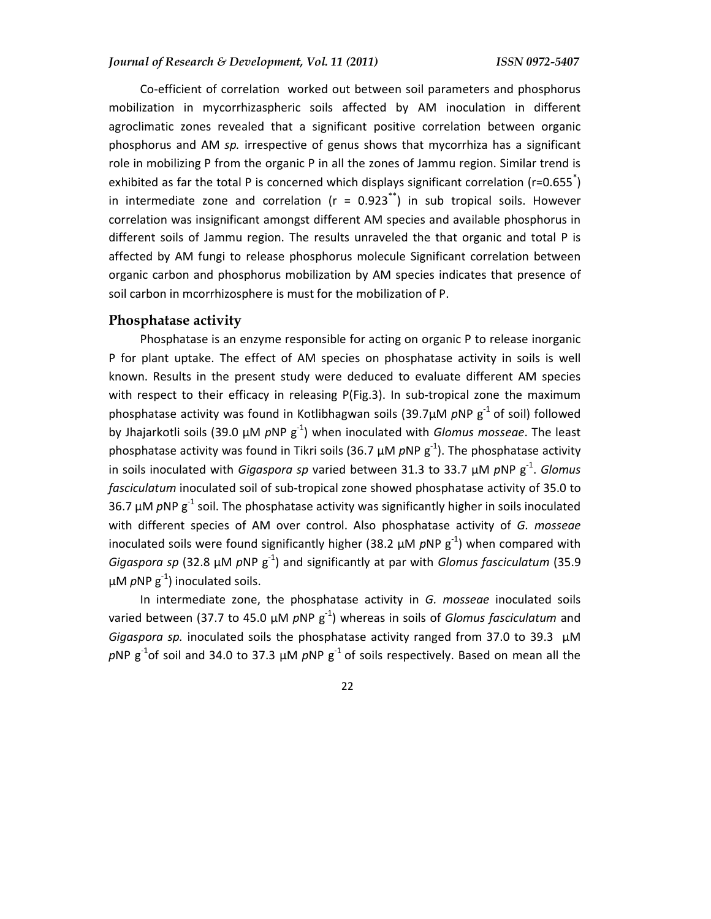Co-efficient of correlation worked out between soil parameters and phosphorus mobilization in mycorrhizaspheric soils affected by AM inoculation in different agroclimatic zones revealed that a significant positive correlation between organic phosphorus and AM *sp.* irrespective of genus shows that mycorrhiza has a significant role in mobilizing P from the organic P in all the zones of Jammu region. Similar trend is exhibited as far the total P is concerned which displays significant correlation ($r=0.655^{*}$) in intermediate zone and correlation ($r = 0.923^{**}$) in sub tropical soils. However correlation was insignificant amongst different AM species and available phosphorus in different soils of Jammu region. The results unraveled the that organic and total P is affected by AM fungi to release phosphorus molecule Significant correlation between organic carbon and phosphorus mobilization by AM species indicates that presence of soil carbon in mcorrhizosphere is must for the mobilization of P.

## Phosphatase activity

Phosphatase is an enzyme responsible for acting on organic P to release inorganic P for plant uptake. The effect of AM species on phosphatase activity in soils is well known. Results in the present study were deduced to evaluate different AM species with respect to their efficacy in releasing P(Fig.3). In sub-tropical zone the maximum phosphatase activity was found in Kotlibhagwan soils (39.7µM *p*NP $g^{-1}$ of soil) followed by Jhajarkotli soils (39.0 µM *p*NP $g^{-1}$) when inoculated with *Glomus mosseae*. The least phosphatase activity was found in Tikri soils (36.7 µM *p*NP $g^{-1}$). The phosphatase activity in soils inoculated with *Gigaspora sp* varied between 31.3 to 33.7 µM *p*NP $g^{-1}$. *Glomus fasciculatum* inoculated soil of sub-tropical zone showed phosphatase activity of 35.0 to 36.7 µM *p*NP $g^{-1}$ soil. The phosphatase activity was significantly higher in soils inoculated with different species of AM over control. Also phosphatase activity of *G. mosseae* inoculated soils were found significantly higher (38.2 µM *p*NP $g^{-1}$) when compared with *Gigaspora sp* (32.8 µM *p*NP $g^{-1}$) and significantly at par with *Glomus fasciculatum* (35.9 µM *p*NP $g^{-1}$) inoculated soils.

In intermediate zone, the phosphatase activity in *G. mosseae* inoculated soils varied between (37.7 to 45.0 µM *p*NP $g^{-1}$) whereas in soils of *Glomus fasciculatum* and *Gigaspora sp.* inoculated soils the phosphatase activity ranged from 37.0 to 39.3 µM *p*NP $g^{-1}$of soil and 34.0 to 37.3 µM *p*NP $g^{-1}$ of soils respectively. Based on mean all the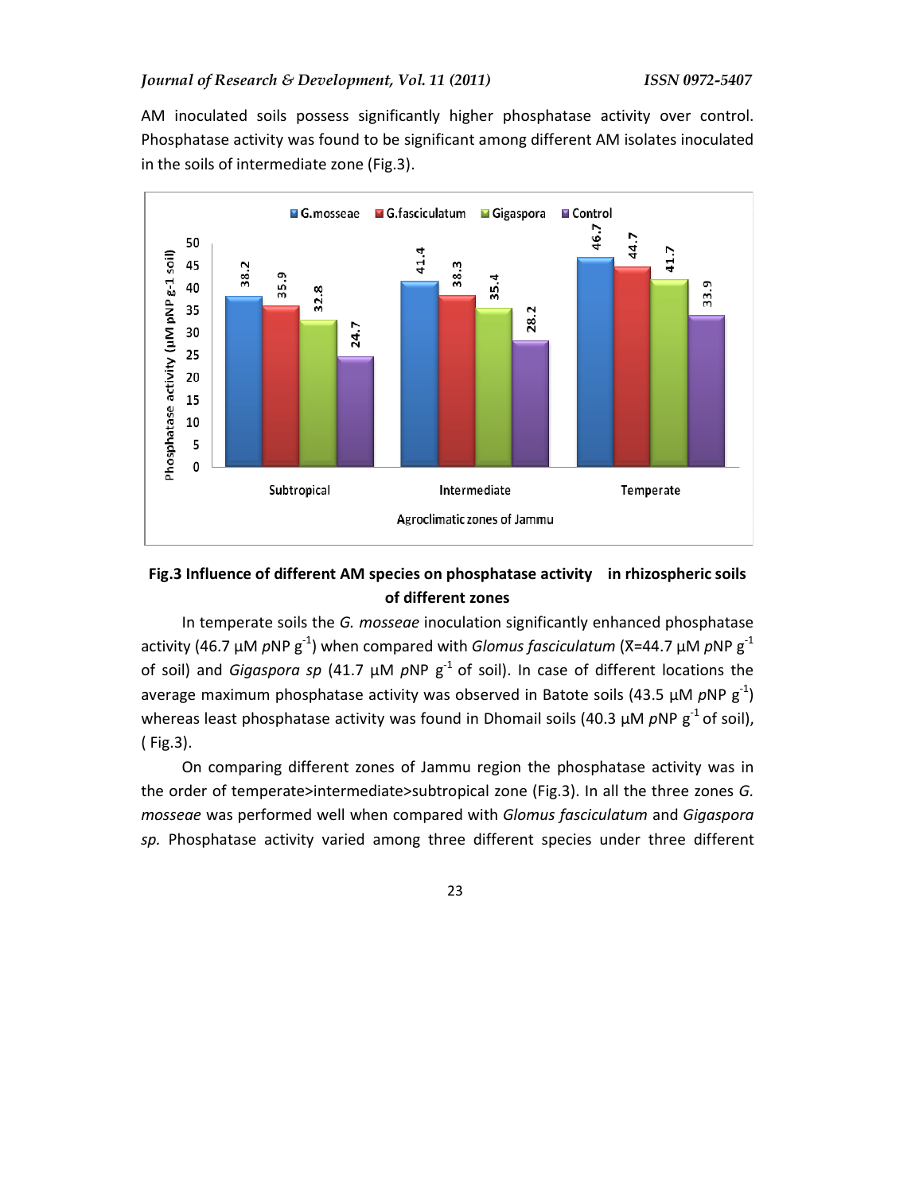AM inoculated soils possess significantly higher phosphatase activity over control. Phosphatase activity was found to be significant among different AM isolates inoculated in the soils of intermediate zone (Fig.3).

**Fig.3 Influence of different AM species on phosphatase activity in rhizospheric soils of different zones**

In temperate soils the *G. mosseae* inoculation significantly enhanced phosphatase activity (46.7 µM *p*NP $g^{-1}$) when compared with *Glomus fasciculatum* ($\bar{X}$=44.7 µM *p*NP $g^{-1}$ of soil) and *Gigaspora sp* (41.7 µM *p*NP $g^{-1}$ of soil). In case of different locations the average maximum phosphatase activity was observed in Batote soils (43.5 µM *p*NP $g^{-1}$) whereas least phosphatase activity was found in Dhomail soils (40.3 µM *p*NP $g^{-1}$ of soil), ( Fig.3).

On comparing different zones of Jammu region the phosphatase activity was in the order of temperate>intermediate>subtropical zone (Fig.3). In all the three zones *G. mosseae* was performed well when compared with *Glomus fasciculatum* and *Gigaspora sp.* Phosphatase activity varied among three different species under three different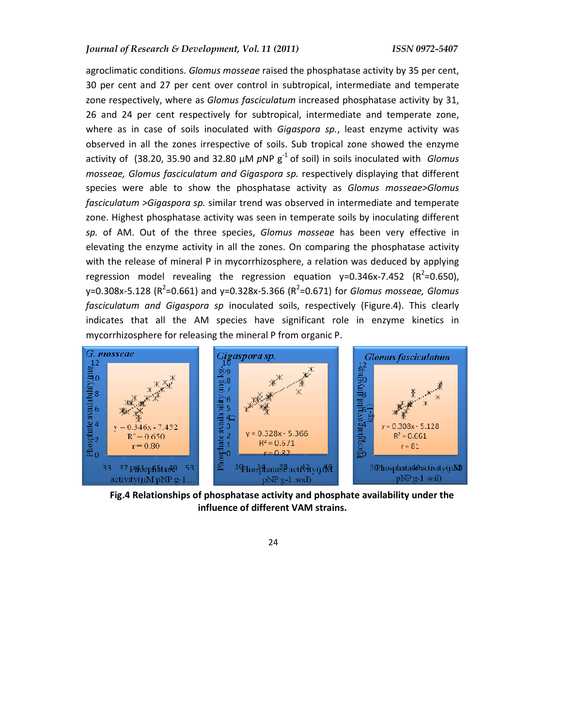agroclimatic conditions. *Glomus mosseae* raised the phosphatase activity by 35 per cent, 30 per cent and 27 per cent over control in subtropical, intermediate and temperate zone respectively, where as *Glomus fasciculatum* increased phosphatase activity by 31, 26 and 24 per cent respectively for subtropical, intermediate and temperate zone, where as in case of soils inoculated with *Gigaspora sp.*, least enzyme activity was observed in all the zones irrespective of soils. Sub tropical zone showed the enzyme activity of (38.20, 35.90 and 32.80 µM *p*NP $g^{-1}$ of soil) in soils inoculated with *Glomus mosseae, Glomus fasciculatum and Gigaspora sp.* respectively displaying that different species were able to show the phosphatase activity as *Glomus mosseae>Glomus fasciculatum >Gigaspora sp.* similar trend was observed in intermediate and temperate zone. Highest phosphatase activity was seen in temperate soils by inoculating different *sp.* of AM. Out of the three species, *Glomus mosseae* has been very effective in elevating the enzyme activity in all the zones. On comparing the phosphatase activity with the release of mineral P in mycorrhizosphere, a relation was deduced by applying regression model revealing the regression equation $y=0.346x-7.452$ ($R^2$=0.650), $y=0.308x-5.128$ ($R^2$=0.661) and $y=0.328x-5.366$ ($R^2$=0.671) for *Glomus mosseae, Glomus fasciculatum and Gigaspora sp* inoculated soils, respectively (Figure.4). This clearly indicates that all the AM species have significant role in enzyme kinetics in mycorrhizosphere for releasing the mineral P from organic P.

**Fig.4 Relationships of phosphatase activity and phosphate availability under the influence of different VAM strains.**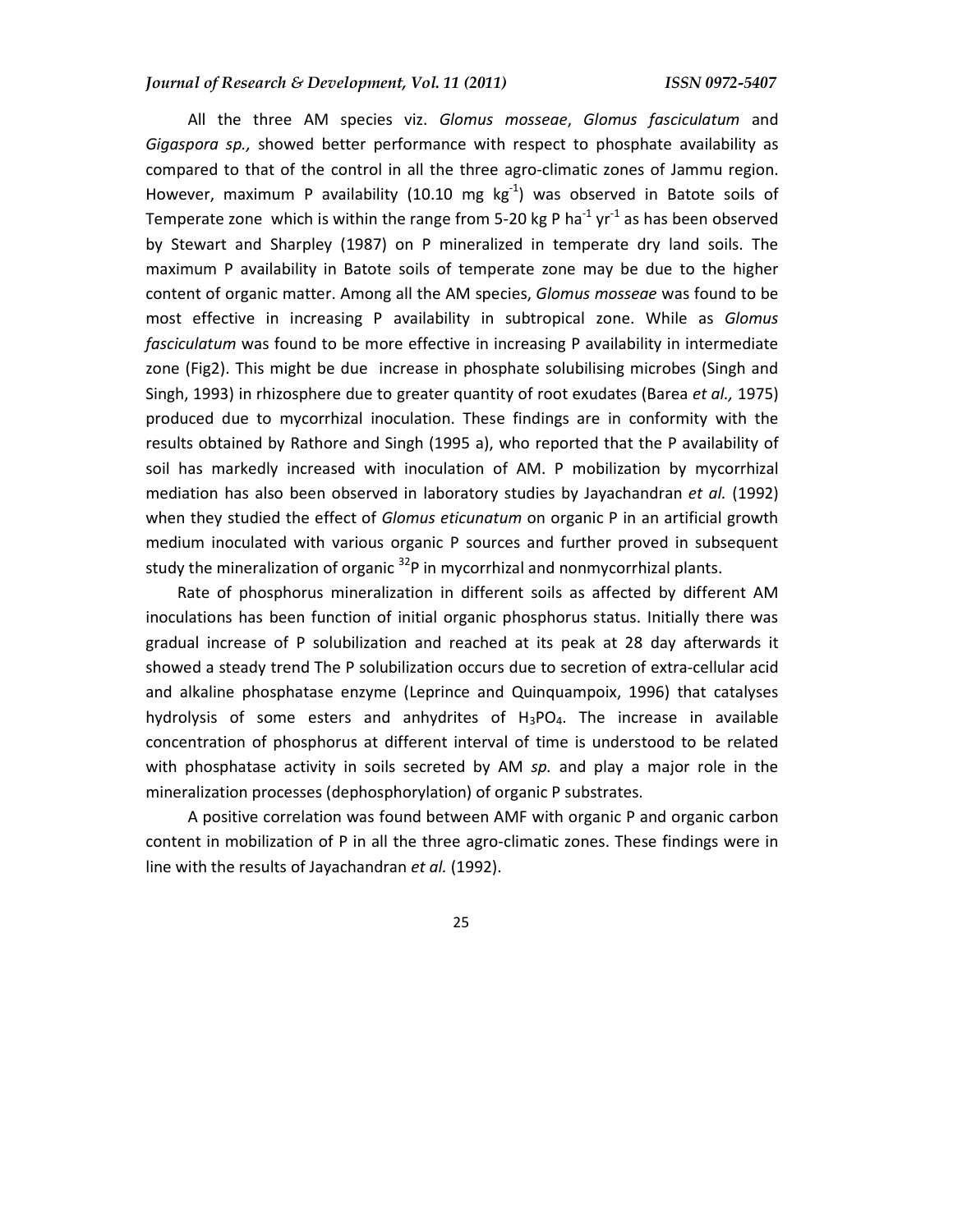All the three AM species viz. *Glomus mosseae*, *Glomus fasciculatum* and *Gigaspora sp.,* showed better performance with respect to phosphate availability as compared to that of the control in all the three agro-climatic zones of Jammu region. However, maximum P availability (10.10 mg $kg^{-1}$) was observed in Batote soils of Temperate zone which is within the range from 5-20 kg P $ha^{-1}$ $yr^{-1}$ as has been observed by Stewart and Sharpley (1987) on P mineralized in temperate dry land soils. The maximum P availability in Batote soils of temperate zone may be due to the higher content of organic matter. Among all the AM species, *Glomus mosseae* was found to be most effective in increasing P availability in subtropical zone. While as *Glomus fasciculatum* was found to be more effective in increasing P availability in intermediate zone (Fig2). This might be due increase in phosphate solubilising microbes (Singh and Singh, 1993) in rhizosphere due to greater quantity of root exudates (Barea *et al.,* 1975) produced due to mycorrhizal inoculation. These findings are in conformity with the results obtained by Rathore and Singh (1995 a), who reported that the P availability of soil has markedly increased with inoculation of AM. P mobilization by mycorrhizal mediation has also been observed in laboratory studies by Jayachandran *et al.* (1992) when they studied the effect of *Glomus eticunatum* on organic P in an artificial growth medium inoculated with various organic P sources and further proved in subsequent study the mineralization of organic $^{32}P$ in mycorrhizal and nonmycorrhizal plants.

Rate of phosphorus mineralization in different soils as affected by different AM inoculations has been function of initial organic phosphorus status. Initially there was gradual increase of P solubilization and reached at its peak at 28 day afterwards it showed a steady trend The P solubilization occurs due to secretion of extra-cellular acid and alkaline phosphatase enzyme (Leprince and Quinquampoix, 1996) that catalyses hydrolysis of some esters and anhydrites of $H_3PO_4$. The increase in available concentration of phosphorus at different interval of time is understood to be related with phosphatase activity in soils secreted by AM *sp.* and play a major role in the mineralization processes (dephosphorylation) of organic P substrates.

A positive correlation was found between AMF with organic P and organic carbon content in mobilization of P in all the three agro-climatic zones. These findings were in line with the results of Jayachandran *et al.* (1992).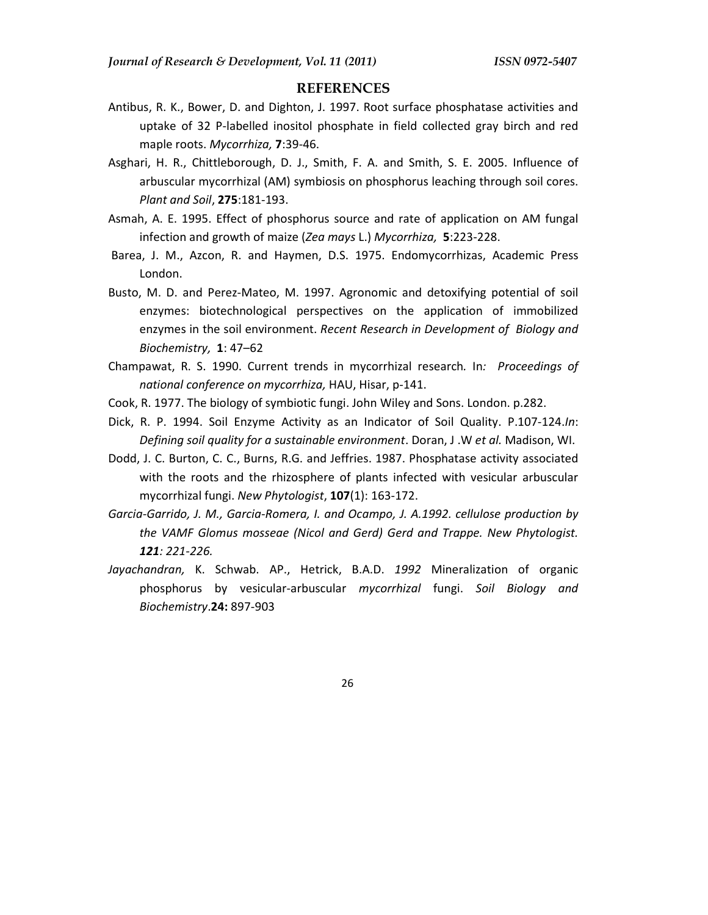## REFERENCES

Antibus, R. K., Bower, D. and Dighton, J. 1997. Root surface phosphatase activities and uptake of 32 P-labelled inositol phosphate in field collected gray birch and red maple roots. *Mycorrhiza,* **7**:39-46.

Asghari, H. R., Chittleborough, D. J., Smith, F. A. and Smith, S. E. 2005. Influence of arbuscular mycorrhizal (AM) symbiosis on phosphorus leaching through soil cores. *Plant and Soil*, **275**:181-193.

Asmah, A. E. 1995. Effect of phosphorus source and rate of application on AM fungal infection and growth of maize (*Zea mays* L.) *Mycorrhiza,* **5**:223-228.

Barea, J. M., Azcon, R. and Haymen, D.S. 1975. Endomycorrhizas, Academic Press London.

Busto, M. D. and Perez-Mateo, M. 1997. Agronomic and detoxifying potential of soil enzymes: biotechnological perspectives on the application of immobilized enzymes in the soil environment. *Recent Research in Development of Biology and Biochemistry,* **1**: 47–62

Champawat, R. S. 1990. Current trends in mycorrhizal research*.* In*: Proceedings of national conference on mycorrhiza,* HAU, Hisar, p-141.

Cook, R. 1977. The biology of symbiotic fungi. John Wiley and Sons. London. p.282.

Dick, R. P. 1994. Soil Enzyme Activity as an Indicator of Soil Quality. P.107-124.*In*: *Defining soil quality for a sustainable environment*. Doran, J .W *et al.* Madison, WI.

Dodd, J. C. Burton, C. C., Burns, R.G. and Jeffries. 1987. Phosphatase activity associated with the roots and the rhizosphere of plants infected with vesicular arbuscular mycorrhizal fungi. *New Phytologist*, **107**(1): 163-172.

*Garcia-Garrido, J. M., Garcia-Romera, I. and Ocampo, J. A.1992. cellulose production by the VAMF Glomus mosseae (Nicol and Gerd) Gerd and Trappe. New Phytologist.* ***121****: 221-226.*

*Jayachandran,* K. Schwab. AP., Hetrick, B.A.D. *1992* Mineralization of organic phosphorus by vesicular-arbuscular *mycorrhizal* fungi. *Soil Biology and Biochemistry*.**24:** 897-903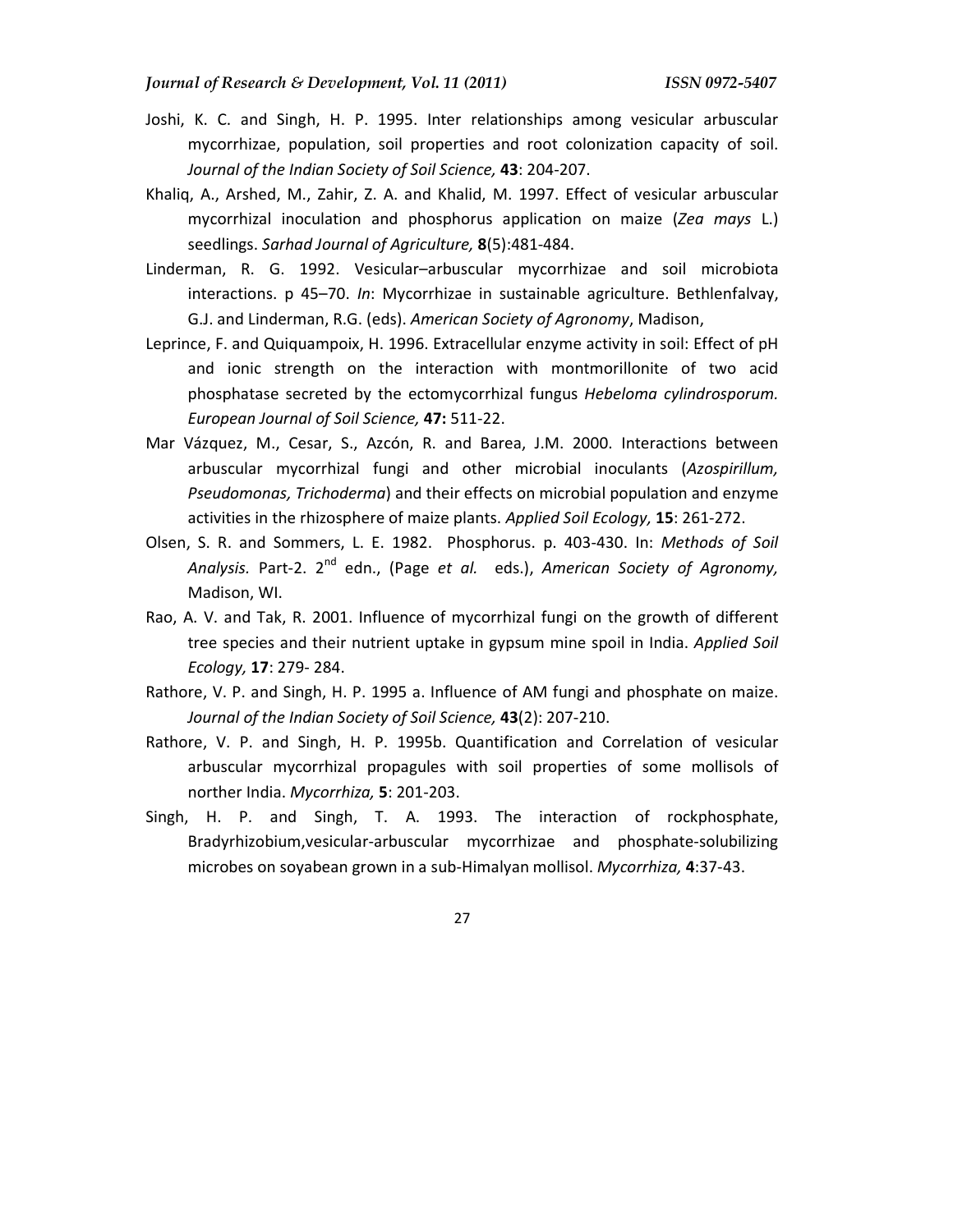Joshi, K. C. and Singh, H. P. 1995. Inter relationships among vesicular arbuscular mycorrhizae, population, soil properties and root colonization capacity of soil. *Journal of the Indian Society of Soil Science,* **43**: 204-207.

Khaliq, A., Arshed, M., Zahir, Z. A. and Khalid, M. 1997. Effect of vesicular arbuscular mycorrhizal inoculation and phosphorus application on maize (*Zea mays* L.) seedlings. *Sarhad Journal of Agriculture,* **8**(5):481-484.

Linderman, R. G. 1992. Vesicular–arbuscular mycorrhizae and soil microbiota interactions. p 45–70. *In*: Mycorrhizae in sustainable agriculture. Bethlenfalvay, G.J. and Linderman, R.G. (eds). *American Society of Agronomy*, Madison,

Leprince, F. and Quiquampoix, H. 1996. Extracellular enzyme activity in soil: Effect of pH and ionic strength on the interaction with montmorillonite of two acid phosphatase secreted by the ectomycorrhizal fungus *Hebeloma cylindrosporum. European Journal of Soil Science,* **47:** 511-22.

Mar Vázquez, M., Cesar, S., Azcón, R. and Barea, J.M. 2000. Interactions between arbuscular mycorrhizal fungi and other microbial inoculants (*Azospirillum, Pseudomonas, Trichoderma*) and their effects on microbial population and enzyme activities in the rhizosphere of maize plants. *Applied Soil Ecology,* **15**: 261-272.

Olsen, S. R. and Sommers, L. E. 1982. Phosphorus. p. 403-430. In: *Methods of Soil Analysis.* Part-2. 2nd edn., (Page *et al.* eds.), *American Society of Agronomy,* Madison, WI.

Rao, A. V. and Tak, R. 2001. Influence of mycorrhizal fungi on the growth of different tree species and their nutrient uptake in gypsum mine spoil in India. *Applied Soil Ecology,* **17**: 279- 284.

Rathore, V. P. and Singh, H. P. 1995 a. Influence of AM fungi and phosphate on maize. *Journal of the Indian Society of Soil Science,* **43**(2): 207-210.

Rathore, V. P. and Singh, H. P. 1995b. Quantification and Correlation of vesicular arbuscular mycorrhizal propagules with soil properties of some mollisols of norther India. *Mycorrhiza,* **5**: 201-203.

Singh, H. P. and Singh, T. A. 1993. The interaction of rockphosphate, Bradyrhizobium,vesicular-arbuscular mycorrhizae and phosphate-solubilizing microbes on soyabean grown in a sub-Himalyan mollisol. *Mycorrhiza,* **4**:37-43.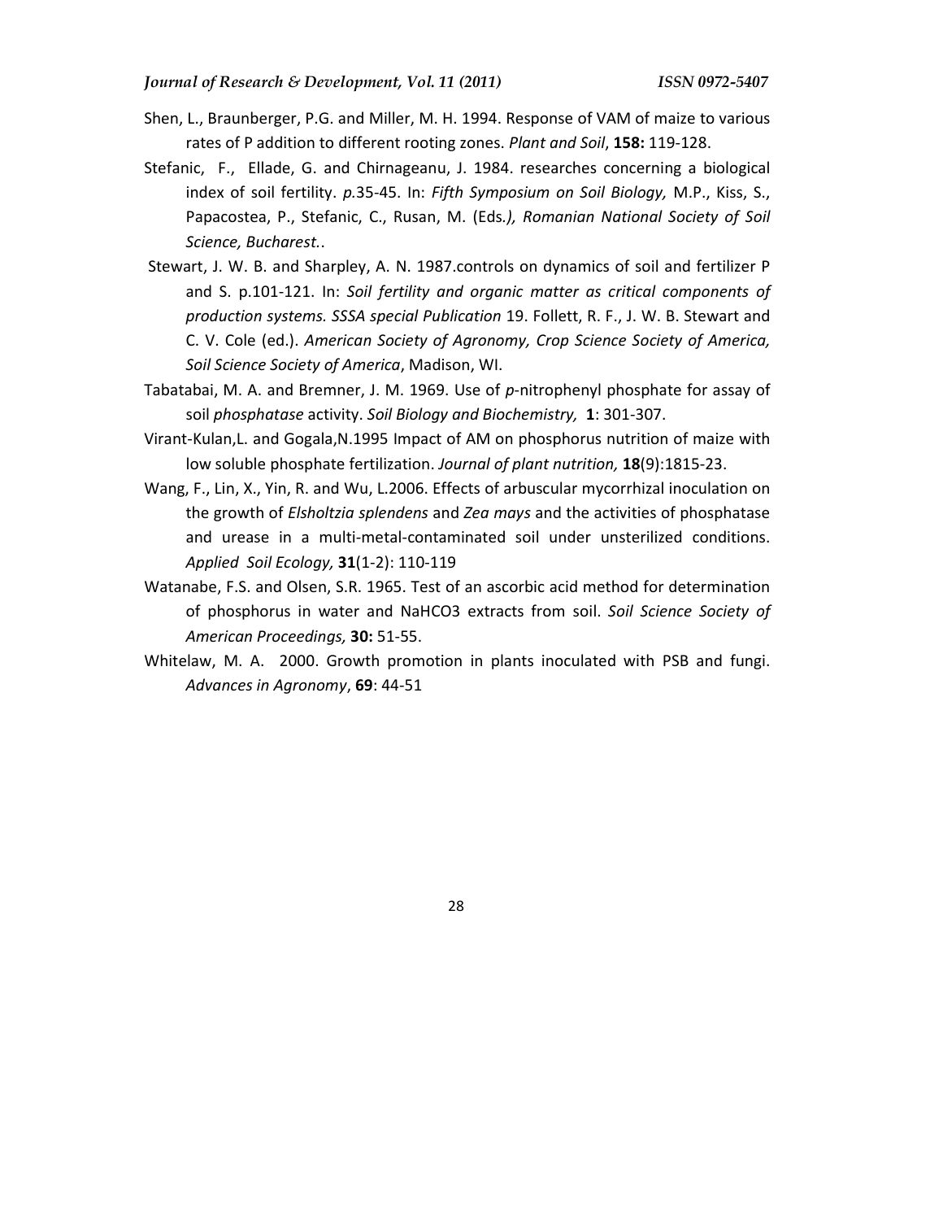Shen, L., Braunberger, P.G. and Miller, M. H. 1994. Response of VAM of maize to various rates of P addition to different rooting zones. *Plant and Soil*, **158:** 119-128.

Stefanic, F., Ellade, G. and Chirnageanu, J. 1984. researches concerning a biological index of soil fertility. *p.*35-45. In: *Fifth Symposium on Soil Biology,* M.P., Kiss, S., Papacostea, P., Stefanic, C., Rusan, M. (Eds*.), Romanian National Society of Soil Science, Bucharest.*.

Stewart, J. W. B. and Sharpley, A. N. 1987.controls on dynamics of soil and fertilizer P and S. p.101-121. In: *Soil fertility and organic matter as critical components of production systems. SSSA special Publication* 19. Follett, R. F., J. W. B. Stewart and C. V. Cole (ed.). *American Society of Agronomy, Crop Science Society of America, Soil Science Society of America*, Madison, WI.

Tabatabai, M. A. and Bremner, J. M. 1969. Use of *p*-nitrophenyl phosphate for assay of soil *phosphatase* activity. *Soil Biology and Biochemistry,* **1**: 301-307.

Virant-Kulan,L. and Gogala,N.1995 Impact of AM on phosphorus nutrition of maize with low soluble phosphate fertilization. *Journal of plant nutrition,* **18**(9):1815-23.

Wang, F., Lin, X., Yin, R. and Wu, L.2006. Effects of arbuscular mycorrhizal inoculation on the growth of *Elsholtzia splendens* and *Zea mays* and the activities of phosphatase and urease in a multi-metal-contaminated soil under unsterilized conditions. *Applied Soil Ecology,* **31**(1-2): 110-119

Watanabe, F.S. and Olsen, S.R. 1965. Test of an ascorbic acid method for determination of phosphorus in water and NaHCO3 extracts from soil. *Soil Science Society of American Proceedings,* **30:** 51-55.

Whitelaw, M. A. 2000. Growth promotion in plants inoculated with PSB and fungi. *Advances in Agronomy*, **69**: 44-51